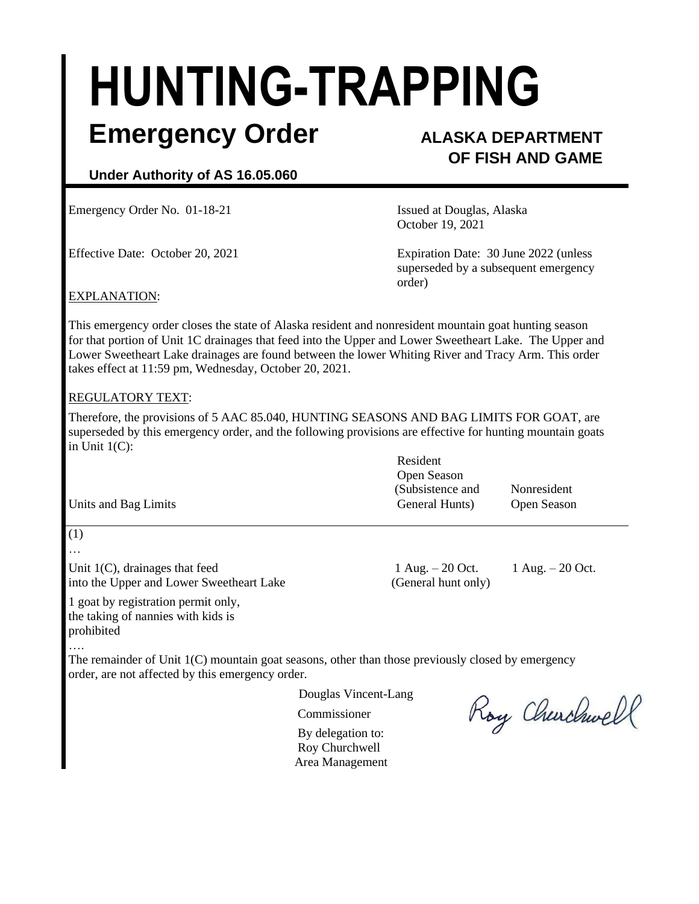# HUNTING-TRAPPING

## Emergency Order

**ALASKA DEPARTMENT OF FISH AND GAME**

**Under Authority of AS 16.05.060**

Emergency Order No. 01-18-21

Issued at Douglas, Alaska
October 19, 2021

Effective Date: October 20, 2021

Expiration Date: 30 June 2022 (unless superseded by a subsequent emergency order)

EXPLANATION:

This emergency order closes the state of Alaska resident and nonresident mountain goat hunting season for that portion of Unit 1C drainages that feed into the Upper and Lower Sweetheart Lake. The Upper and Lower Sweetheart Lake drainages are found between the lower Whiting River and Tracy Arm. This order takes effect at 11:59 pm, Wednesday, October 20, 2021.

REGULATORY TEXT:

Therefore, the provisions of 5 AAC 85.040, HUNTING SEASONS AND BAG LIMITS FOR GOAT, are superseded by this emergency order, and the following provisions are effective for hunting mountain goats in Unit 1(C):

| Units and Bag Limits | Resident Open Season (Subsistence and General Hunts) | Nonresident Open Season |
|---|---|---|
| (1) | | |
| … | | |
| Unit 1(C), drainages that feed into the Upper and Lower Sweetheart Lake | 1 Aug. – 20 Oct. (General hunt only) | 1 Aug. – 20 Oct. |
| 1 goat by registration permit only, the taking of nannies with kids is prohibited | | |
| …. | | |

The remainder of Unit 1(C) mountain goat seasons, other than those previously closed by emergency order, are not affected by this emergency order.

Douglas Vincent-Lang
Commissioner
By delegation to:
Roy Churchwell
Area Management

Roy Churchwell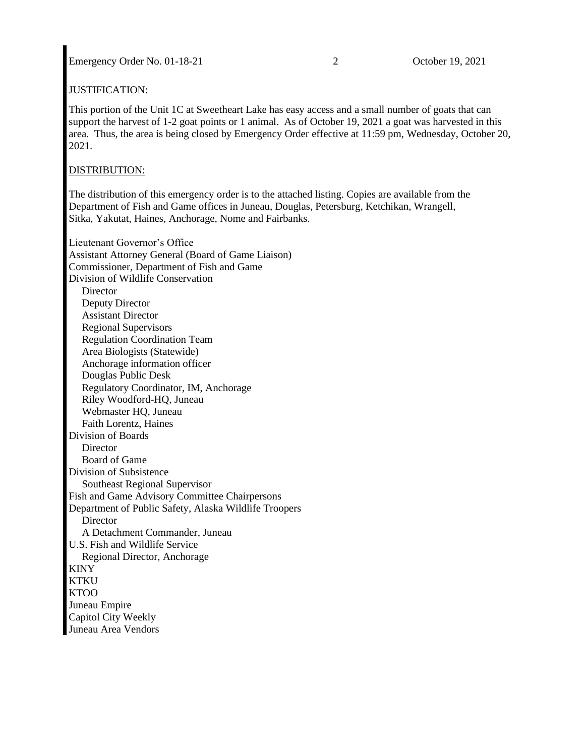JUSTIFICATION:

This portion of the Unit 1C at Sweetheart Lake has easy access and a small number of goats that can support the harvest of 1-2 goat points or 1 animal. As of October 19, 2021 a goat was harvested in this area. Thus, the area is being closed by Emergency Order effective at 11:59 pm, Wednesday, October 20, 2021.

DISTRIBUTION:

The distribution of this emergency order is to the attached listing. Copies are available from the Department of Fish and Game offices in Juneau, Douglas, Petersburg, Ketchikan, Wrangell, Sitka, Yakutat, Haines, Anchorage, Nome and Fairbanks.

Lieutenant Governor's Office
Assistant Attorney General (Board of Game Liaison)
Commissioner, Department of Fish and Game
Division of Wildlife Conservation
- Director
- Deputy Director
- Assistant Director
- Regional Supervisors
- Regulation Coordination Team
- Area Biologists (Statewide)
- Anchorage information officer
- Douglas Public Desk
- Regulatory Coordinator, IM, Anchorage
- Riley Woodford-HQ, Juneau
- Webmaster HQ, Juneau
- Faith Lorentz, Haines

Division of Boards
- Director
- Board of Game

Division of Subsistence
- Southeast Regional Supervisor

Fish and Game Advisory Committee Chairpersons
Department of Public Safety, Alaska Wildlife Troopers
- Director
- A Detachment Commander, Juneau

U.S. Fish and Wildlife Service
- Regional Director, Anchorage

KINY
KTKU
KTOO
Juneau Empire
Capitol City Weekly
Juneau Area Vendors